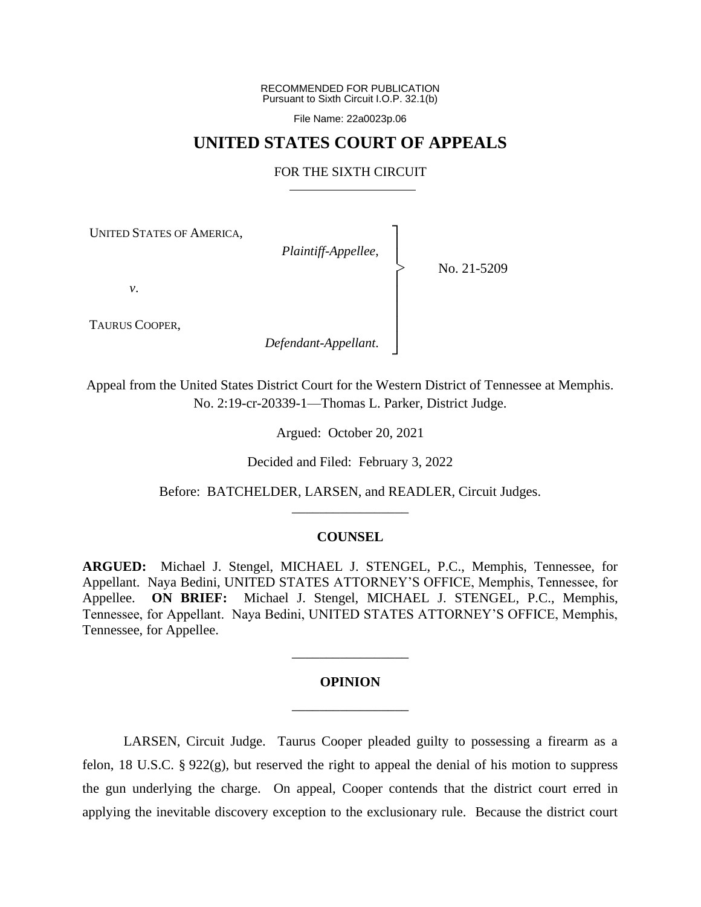RECOMMENDED FOR PUBLICATION
Pursuant to Sixth Circuit I.O.P. 32.1(b)

File Name: 22a0023p.06

# UNITED STATES COURT OF APPEALS

## FOR THE SIXTH CIRCUIT

UNITED STATES OF AMERICA,
*Plaintiff-Appellee*,

*v*.

TAURUS COOPER,
*Defendant-Appellant*.

No. 21-5209

Appeal from the United States District Court for the Western District of Tennessee at Memphis.
No. 2:19-cr-20339-1—Thomas L. Parker, District Judge.

Argued: October 20, 2021

Decided and Filed: February 3, 2022

Before: BATCHELDER, LARSEN, and READLER, Circuit Judges.

---

### COUNSEL

**ARGUED:** Michael J. Stengel, MICHAEL J. STENGEL, P.C., Memphis, Tennessee, for Appellant. Naya Bedini, UNITED STATES ATTORNEY'S OFFICE, Memphis, Tennessee, for Appellee. **ON BRIEF:** Michael J. Stengel, MICHAEL J. STENGEL, P.C., Memphis, Tennessee, for Appellant. Naya Bedini, UNITED STATES ATTORNEY'S OFFICE, Memphis, Tennessee, for Appellee.

---

### OPINION

---

LARSEN, Circuit Judge. Taurus Cooper pleaded guilty to possessing a firearm as a felon, 18 U.S.C. § 922(g), but reserved the right to appeal the denial of his motion to suppress the gun underlying the charge. On appeal, Cooper contends that the district court erred in applying the inevitable discovery exception to the exclusionary rule. Because the district court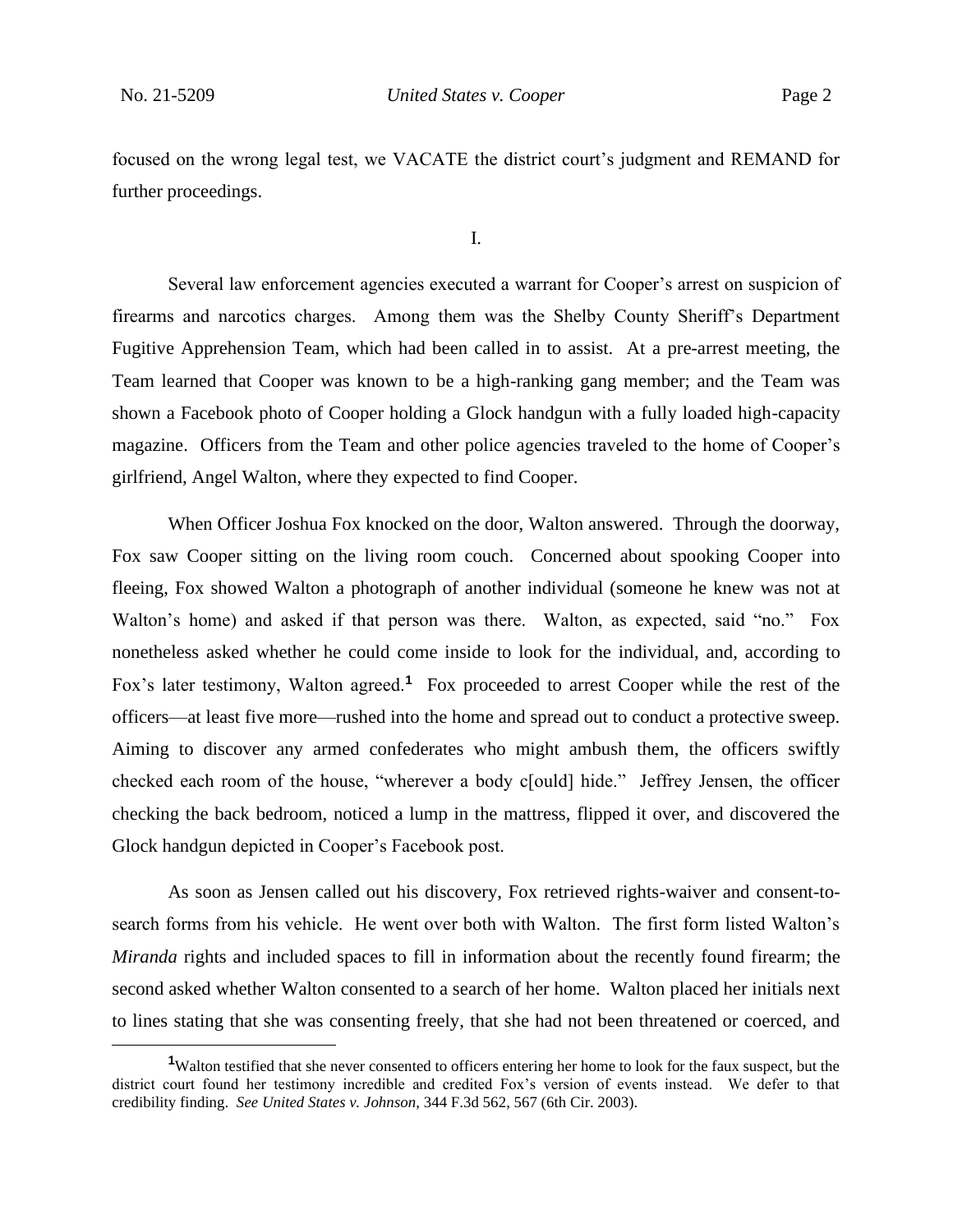focused on the wrong legal test, we VACATE the district court's judgment and REMAND for further proceedings.

I.

Several law enforcement agencies executed a warrant for Cooper's arrest on suspicion of firearms and narcotics charges. Among them was the Shelby County Sheriff's Department Fugitive Apprehension Team, which had been called in to assist. At a pre-arrest meeting, the Team learned that Cooper was known to be a high-ranking gang member; and the Team was shown a Facebook photo of Cooper holding a Glock handgun with a fully loaded high-capacity magazine. Officers from the Team and other police agencies traveled to the home of Cooper's girlfriend, Angel Walton, where they expected to find Cooper.

When Officer Joshua Fox knocked on the door, Walton answered. Through the doorway, Fox saw Cooper sitting on the living room couch. Concerned about spooking Cooper into fleeing, Fox showed Walton a photograph of another individual (someone he knew was not at Walton's home) and asked if that person was there. Walton, as expected, said "no." Fox nonetheless asked whether he could come inside to look for the individual, and, according to Fox's later testimony, Walton agreed.[1] Fox proceeded to arrest Cooper while the rest of the officers—at least five more—rushed into the home and spread out to conduct a protective sweep. Aiming to discover any armed confederates who might ambush them, the officers swiftly checked each room of the house, "wherever a body c[ould] hide." Jeffrey Jensen, the officer checking the back bedroom, noticed a lump in the mattress, flipped it over, and discovered the Glock handgun depicted in Cooper's Facebook post.

As soon as Jensen called out his discovery, Fox retrieved rights-waiver and consent-to-search forms from his vehicle. He went over both with Walton. The first form listed Walton's *Miranda* rights and included spaces to fill in information about the recently found firearm; the second asked whether Walton consented to a search of her home. Walton placed her initials next to lines stating that she was consenting freely, that she had not been threatened or coerced, and

[1] Walton testified that she never consented to officers entering her home to look for the faux suspect, but the district court found her testimony incredible and credited Fox's version of events instead. We defer to that credibility finding. *See United States v. Johnson*, 344 F.3d 562, 567 (6th Cir. 2003).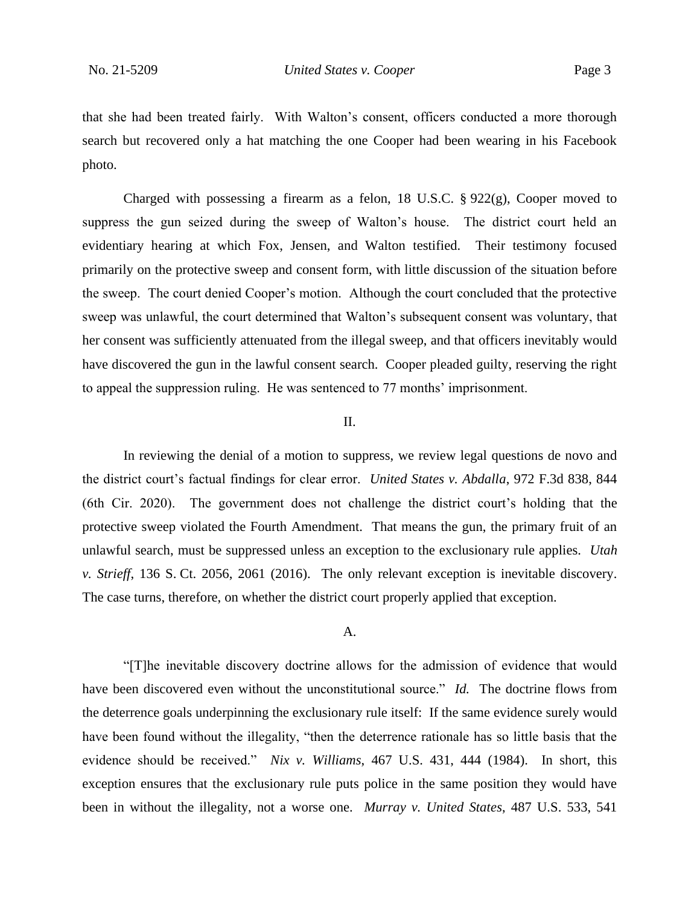that she had been treated fairly. With Walton's consent, officers conducted a more thorough search but recovered only a hat matching the one Cooper had been wearing in his Facebook photo.

Charged with possessing a firearm as a felon, 18 U.S.C. § 922(g), Cooper moved to suppress the gun seized during the sweep of Walton's house. The district court held an evidentiary hearing at which Fox, Jensen, and Walton testified. Their testimony focused primarily on the protective sweep and consent form, with little discussion of the situation before the sweep. The court denied Cooper's motion. Although the court concluded that the protective sweep was unlawful, the court determined that Walton's subsequent consent was voluntary, that her consent was sufficiently attenuated from the illegal sweep, and that officers inevitably would have discovered the gun in the lawful consent search. Cooper pleaded guilty, reserving the right to appeal the suppression ruling. He was sentenced to 77 months' imprisonment.

## II.

In reviewing the denial of a motion to suppress, we review legal questions de novo and the district court's factual findings for clear error. *United States v. Abdalla*, 972 F.3d 838, 844 (6th Cir. 2020). The government does not challenge the district court's holding that the protective sweep violated the Fourth Amendment. That means the gun, the primary fruit of an unlawful search, must be suppressed unless an exception to the exclusionary rule applies. *Utah v. Strieff*, 136 S. Ct. 2056, 2061 (2016). The only relevant exception is inevitable discovery. The case turns, therefore, on whether the district court properly applied that exception.

### A.

"[T]he inevitable discovery doctrine allows for the admission of evidence that would have been discovered even without the unconstitutional source." *Id.* The doctrine flows from the deterrence goals underpinning the exclusionary rule itself: If the same evidence surely would have been found without the illegality, "then the deterrence rationale has so little basis that the evidence should be received." *Nix v. Williams*, 467 U.S. 431, 444 (1984). In short, this exception ensures that the exclusionary rule puts police in the same position they would have been in without the illegality, not a worse one. *Murray v. United States*, 487 U.S. 533, 541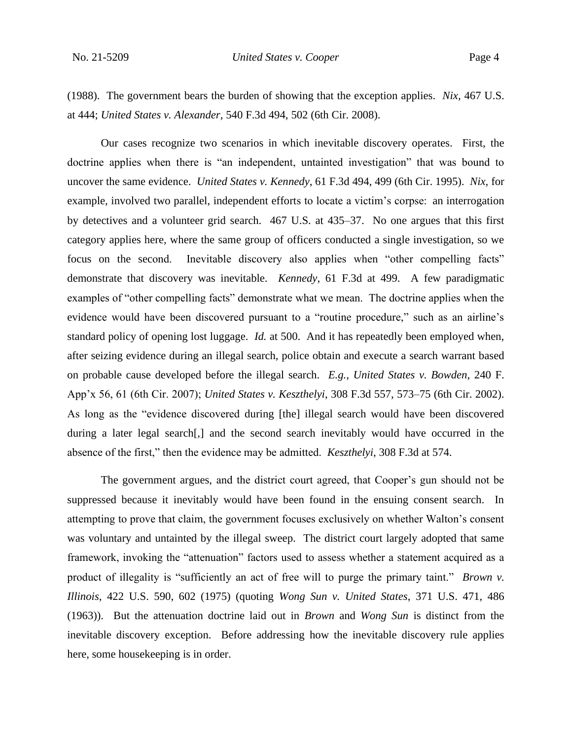(1988). The government bears the burden of showing that the exception applies. *Nix*, 467 U.S. at 444; *United States v. Alexander*, 540 F.3d 494, 502 (6th Cir. 2008).

Our cases recognize two scenarios in which inevitable discovery operates. First, the doctrine applies when there is "an independent, untainted investigation" that was bound to uncover the same evidence. *United States v. Kennedy*, 61 F.3d 494, 499 (6th Cir. 1995). *Nix*, for example, involved two parallel, independent efforts to locate a victim's corpse: an interrogation by detectives and a volunteer grid search. 467 U.S. at 435–37. No one argues that this first category applies here, where the same group of officers conducted a single investigation, so we focus on the second. Inevitable discovery also applies when "other compelling facts" demonstrate that discovery was inevitable. *Kennedy*, 61 F.3d at 499. A few paradigmatic examples of "other compelling facts" demonstrate what we mean. The doctrine applies when the evidence would have been discovered pursuant to a "routine procedure," such as an airline's standard policy of opening lost luggage. *Id.* at 500. And it has repeatedly been employed when, after seizing evidence during an illegal search, police obtain and execute a search warrant based on probable cause developed before the illegal search. *E.g.*, *United States v. Bowden*, 240 F. App'x 56, 61 (6th Cir. 2007); *United States v. Keszthelyi*, 308 F.3d 557, 573–75 (6th Cir. 2002). As long as the "evidence discovered during [the] illegal search would have been discovered during a later legal search[,] and the second search inevitably would have occurred in the absence of the first," then the evidence may be admitted. *Keszthelyi*, 308 F.3d at 574.

The government argues, and the district court agreed, that Cooper's gun should not be suppressed because it inevitably would have been found in the ensuing consent search. In attempting to prove that claim, the government focuses exclusively on whether Walton's consent was voluntary and untainted by the illegal sweep. The district court largely adopted that same framework, invoking the "attenuation" factors used to assess whether a statement acquired as a product of illegality is "sufficiently an act of free will to purge the primary taint." *Brown v. Illinois*, 422 U.S. 590, 602 (1975) (quoting *Wong Sun v. United States*, 371 U.S. 471, 486 (1963)). But the attenuation doctrine laid out in *Brown* and *Wong Sun* is distinct from the inevitable discovery exception. Before addressing how the inevitable discovery rule applies here, some housekeeping is in order.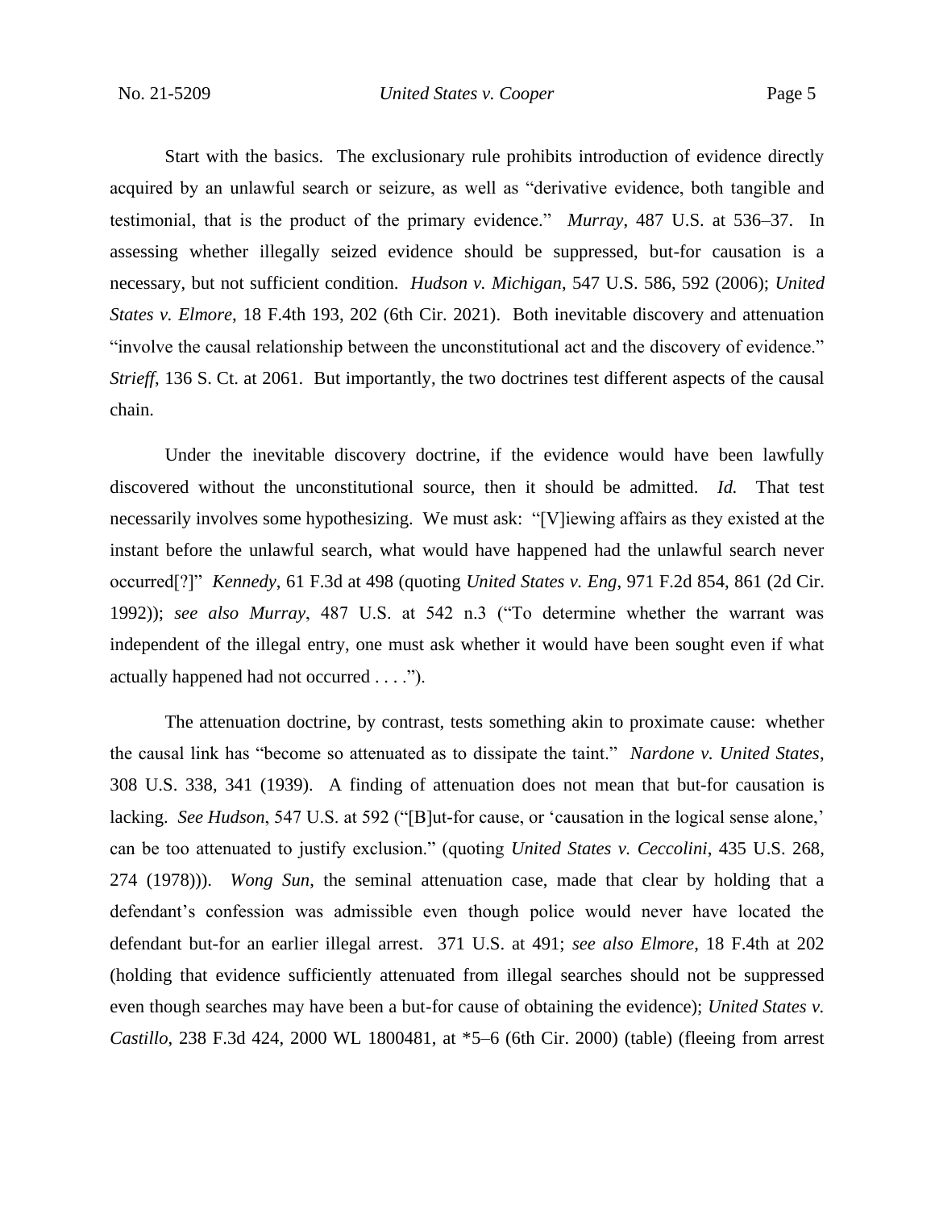Start with the basics. The exclusionary rule prohibits introduction of evidence directly acquired by an unlawful search or seizure, as well as "derivative evidence, both tangible and testimonial, that is the product of the primary evidence." *Murray*, 487 U.S. at 536–37. In assessing whether illegally seized evidence should be suppressed, but-for causation is a necessary, but not sufficient condition. *Hudson v. Michigan*, 547 U.S. 586, 592 (2006); *United States v. Elmore*, 18 F.4th 193, 202 (6th Cir. 2021). Both inevitable discovery and attenuation "involve the causal relationship between the unconstitutional act and the discovery of evidence." *Strieff*, 136 S. Ct. at 2061. But importantly, the two doctrines test different aspects of the causal chain.

Under the inevitable discovery doctrine, if the evidence would have been lawfully discovered without the unconstitutional source, then it should be admitted. *Id.* That test necessarily involves some hypothesizing. We must ask: "[V]iewing affairs as they existed at the instant before the unlawful search, what would have happened had the unlawful search never occurred[?]" *Kennedy*, 61 F.3d at 498 (quoting *United States v. Eng*, 971 F.2d 854, 861 (2d Cir. 1992)); *see also Murray*, 487 U.S. at 542 n.3 ("To determine whether the warrant was independent of the illegal entry, one must ask whether it would have been sought even if what actually happened had not occurred . . . .").

The attenuation doctrine, by contrast, tests something akin to proximate cause: whether the causal link has "become so attenuated as to dissipate the taint." *Nardone v. United States*, 308 U.S. 338, 341 (1939). A finding of attenuation does not mean that but-for causation is lacking. *See Hudson*, 547 U.S. at 592 ("[B]ut-for cause, or 'causation in the logical sense alone,' can be too attenuated to justify exclusion." (quoting *United States v. Ceccolini*, 435 U.S. 268, 274 (1978))). *Wong Sun*, the seminal attenuation case, made that clear by holding that a defendant's confession was admissible even though police would never have located the defendant but-for an earlier illegal arrest. 371 U.S. at 491; *see also Elmore*, 18 F.4th at 202 (holding that evidence sufficiently attenuated from illegal searches should not be suppressed even though searches may have been a but-for cause of obtaining the evidence); *United States v. Castillo*, 238 F.3d 424, 2000 WL 1800481, at *5–6 (6th Cir. 2000) (table) (fleeing from arrest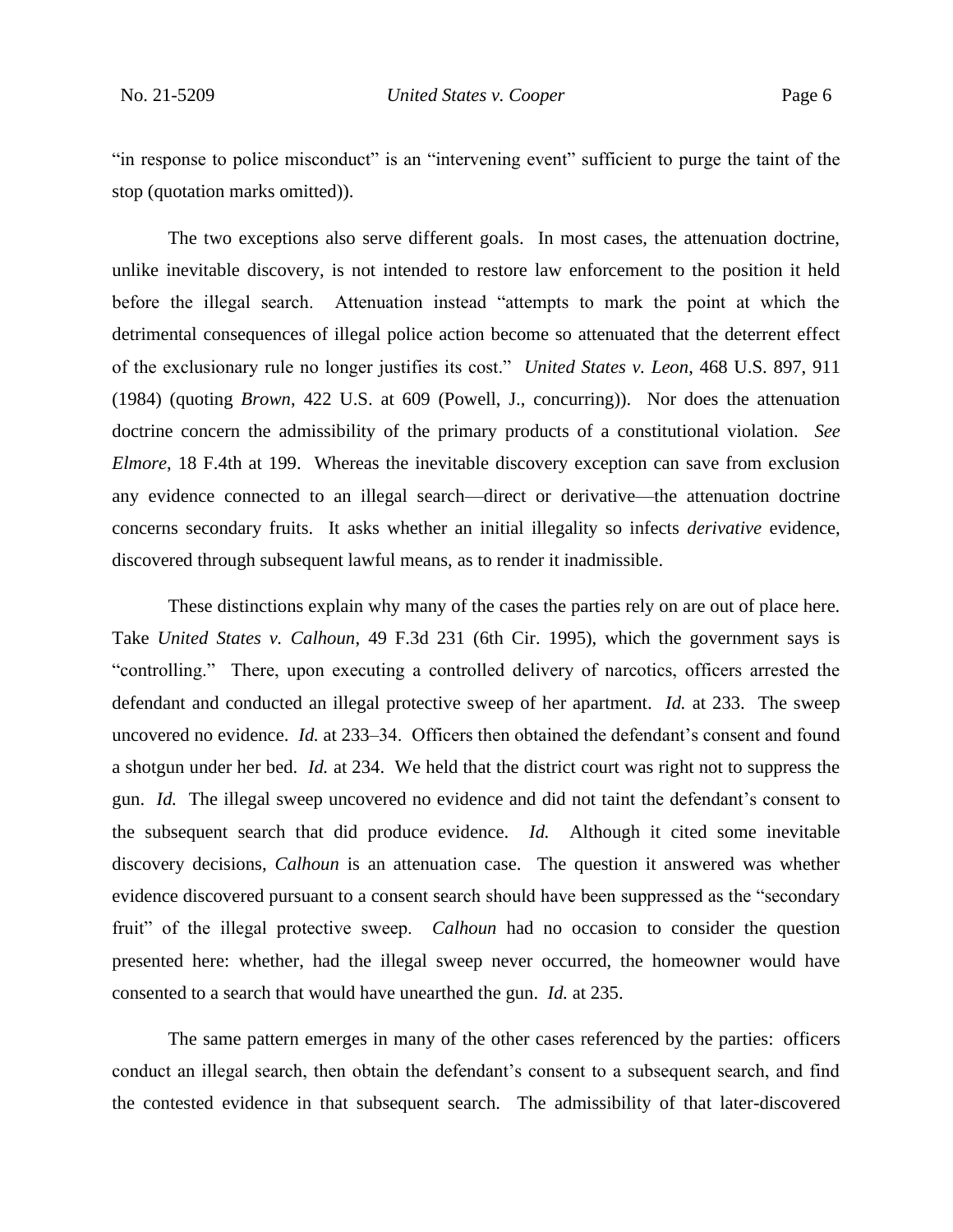"in response to police misconduct" is an "intervening event" sufficient to purge the taint of the stop (quotation marks omitted)).

The two exceptions also serve different goals. In most cases, the attenuation doctrine, unlike inevitable discovery, is not intended to restore law enforcement to the position it held before the illegal search. Attenuation instead "attempts to mark the point at which the detrimental consequences of illegal police action become so attenuated that the deterrent effect of the exclusionary rule no longer justifies its cost." *United States v. Leon*, 468 U.S. 897, 911 (1984) (quoting *Brown*, 422 U.S. at 609 (Powell, J., concurring)). Nor does the attenuation doctrine concern the admissibility of the primary products of a constitutional violation. *See Elmore*, 18 F.4th at 199. Whereas the inevitable discovery exception can save from exclusion any evidence connected to an illegal search—direct or derivative—the attenuation doctrine concerns secondary fruits. It asks whether an initial illegality so infects *derivative* evidence, discovered through subsequent lawful means, as to render it inadmissible.

These distinctions explain why many of the cases the parties rely on are out of place here. Take *United States v. Calhoun*, 49 F.3d 231 (6th Cir. 1995), which the government says is "controlling." There, upon executing a controlled delivery of narcotics, officers arrested the defendant and conducted an illegal protective sweep of her apartment. *Id.* at 233. The sweep uncovered no evidence. *Id.* at 233–34. Officers then obtained the defendant's consent and found a shotgun under her bed. *Id.* at 234. We held that the district court was right not to suppress the gun. *Id.* The illegal sweep uncovered no evidence and did not taint the defendant's consent to the subsequent search that did produce evidence. *Id.* Although it cited some inevitable discovery decisions, *Calhoun* is an attenuation case. The question it answered was whether evidence discovered pursuant to a consent search should have been suppressed as the "secondary fruit" of the illegal protective sweep. *Calhoun* had no occasion to consider the question presented here: whether, had the illegal sweep never occurred, the homeowner would have consented to a search that would have unearthed the gun. *Id.* at 235.

The same pattern emerges in many of the other cases referenced by the parties: officers conduct an illegal search, then obtain the defendant's consent to a subsequent search, and find the contested evidence in that subsequent search. The admissibility of that later-discovered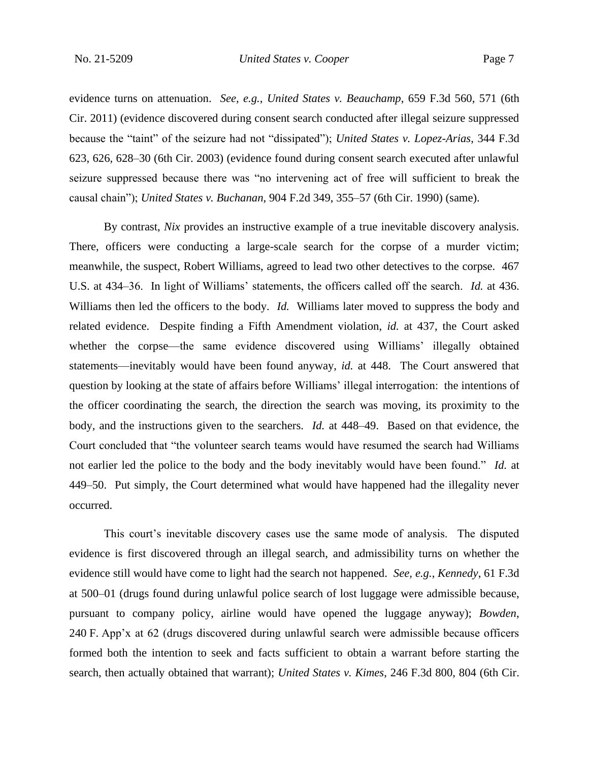evidence turns on attenuation. *See, e.g.*, *United States v. Beauchamp*, 659 F.3d 560, 571 (6th Cir. 2011) (evidence discovered during consent search conducted after illegal seizure suppressed because the "taint" of the seizure had not "dissipated"); *United States v. Lopez-Arias*, 344 F.3d 623, 626, 628–30 (6th Cir. 2003) (evidence found during consent search executed after unlawful seizure suppressed because there was "no intervening act of free will sufficient to break the causal chain"); *United States v. Buchanan*, 904 F.2d 349, 355–57 (6th Cir. 1990) (same).

By contrast, *Nix* provides an instructive example of a true inevitable discovery analysis. There, officers were conducting a large-scale search for the corpse of a murder victim; meanwhile, the suspect, Robert Williams, agreed to lead two other detectives to the corpse. 467 U.S. at 434–36. In light of Williams' statements, the officers called off the search. *Id.* at 436. Williams then led the officers to the body. *Id.* Williams later moved to suppress the body and related evidence. Despite finding a Fifth Amendment violation, *id.* at 437, the Court asked whether the corpse—the same evidence discovered using Williams' illegally obtained statements—inevitably would have been found anyway, *id.* at 448. The Court answered that question by looking at the state of affairs before Williams' illegal interrogation: the intentions of the officer coordinating the search, the direction the search was moving, its proximity to the body, and the instructions given to the searchers. *Id.* at 448–49. Based on that evidence, the Court concluded that "the volunteer search teams would have resumed the search had Williams not earlier led the police to the body and the body inevitably would have been found." *Id.* at 449–50. Put simply, the Court determined what would have happened had the illegality never occurred.

This court's inevitable discovery cases use the same mode of analysis. The disputed evidence is first discovered through an illegal search, and admissibility turns on whether the evidence still would have come to light had the search not happened. *See, e.g.*, *Kennedy*, 61 F.3d at 500–01 (drugs found during unlawful police search of lost luggage were admissible because, pursuant to company policy, airline would have opened the luggage anyway); *Bowden*, 240 F. App'x at 62 (drugs discovered during unlawful search were admissible because officers formed both the intention to seek and facts sufficient to obtain a warrant before starting the search, then actually obtained that warrant); *United States v. Kimes*, 246 F.3d 800, 804 (6th Cir.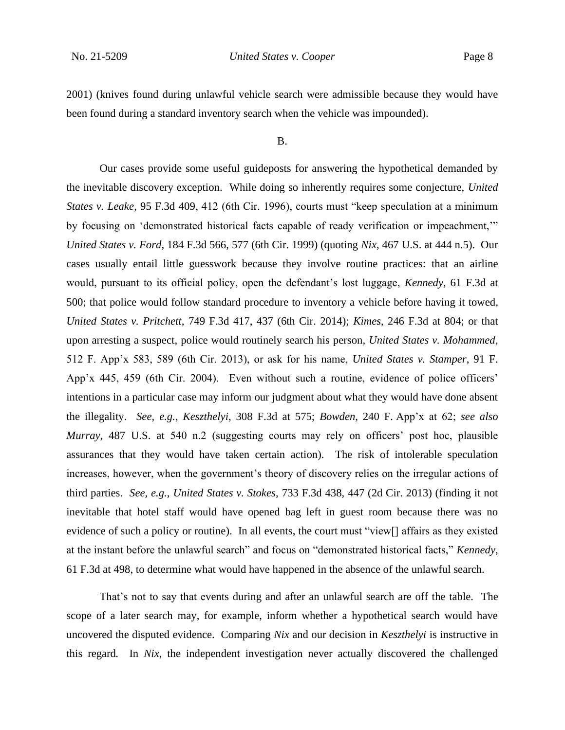2001) (knives found during unlawful vehicle search were admissible because they would have been found during a standard inventory search when the vehicle was impounded).

B.

Our cases provide some useful guideposts for answering the hypothetical demanded by the inevitable discovery exception. While doing so inherently requires some conjecture, *United States v. Leake*, 95 F.3d 409, 412 (6th Cir. 1996), courts must "keep speculation at a minimum by focusing on 'demonstrated historical facts capable of ready verification or impeachment,'" *United States v. Ford*, 184 F.3d 566, 577 (6th Cir. 1999) (quoting *Nix*, 467 U.S. at 444 n.5). Our cases usually entail little guesswork because they involve routine practices: that an airline would, pursuant to its official policy, open the defendant's lost luggage, *Kennedy*, 61 F.3d at 500; that police would follow standard procedure to inventory a vehicle before having it towed, *United States v. Pritchett*, 749 F.3d 417, 437 (6th Cir. 2014); *Kimes*, 246 F.3d at 804; or that upon arresting a suspect, police would routinely search his person, *United States v. Mohammed*, 512 F. App'x 583, 589 (6th Cir. 2013), or ask for his name, *United States v. Stamper*, 91 F. App'x 445, 459 (6th Cir. 2004). Even without such a routine, evidence of police officers' intentions in a particular case may inform our judgment about what they would have done absent the illegality. *See, e.g.*, *Keszthelyi*, 308 F.3d at 575; *Bowden*, 240 F. App'x at 62; *see also Murray*, 487 U.S. at 540 n.2 (suggesting courts may rely on officers' post hoc, plausible assurances that they would have taken certain action). The risk of intolerable speculation increases, however, when the government's theory of discovery relies on the irregular actions of third parties. *See*, *e.g.*, *United States v. Stokes*, 733 F.3d 438, 447 (2d Cir. 2013) (finding it not inevitable that hotel staff would have opened bag left in guest room because there was no evidence of such a policy or routine). In all events, the court must "view[] affairs as they existed at the instant before the unlawful search" and focus on "demonstrated historical facts," *Kennedy*, 61 F.3d at 498, to determine what would have happened in the absence of the unlawful search.

That's not to say that events during and after an unlawful search are off the table. The scope of a later search may, for example, inform whether a hypothetical search would have uncovered the disputed evidence. Comparing *Nix* and our decision in *Keszthelyi* is instructive in this regard. In *Nix*, the independent investigation never actually discovered the challenged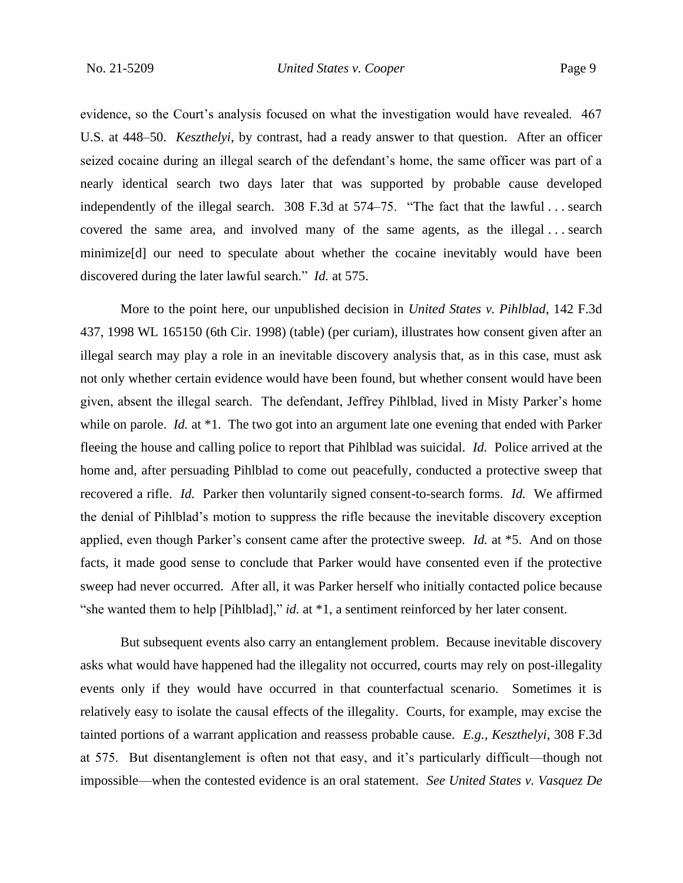evidence, so the Court's analysis focused on what the investigation would have revealed. 467 U.S. at 448–50. *Keszthelyi*, by contrast, had a ready answer to that question. After an officer seized cocaine during an illegal search of the defendant's home, the same officer was part of a nearly identical search two days later that was supported by probable cause developed independently of the illegal search. 308 F.3d at 574–75. "The fact that the lawful . . . search covered the same area, and involved many of the same agents, as the illegal . . . search minimize[d] our need to speculate about whether the cocaine inevitably would have been discovered during the later lawful search." *Id.* at 575.

More to the point here, our unpublished decision in *United States v. Pihlblad*, 142 F.3d 437, 1998 WL 165150 (6th Cir. 1998) (table) (per curiam), illustrates how consent given after an illegal search may play a role in an inevitable discovery analysis that, as in this case, must ask not only whether certain evidence would have been found, but whether consent would have been given, absent the illegal search. The defendant, Jeffrey Pihlblad, lived in Misty Parker's home while on parole. *Id.* at \*1. The two got into an argument late one evening that ended with Parker fleeing the house and calling police to report that Pihlblad was suicidal. *Id.* Police arrived at the home and, after persuading Pihlblad to come out peacefully, conducted a protective sweep that recovered a rifle. *Id.* Parker then voluntarily signed consent-to-search forms. *Id.* We affirmed the denial of Pihlblad's motion to suppress the rifle because the inevitable discovery exception applied, even though Parker's consent came after the protective sweep. *Id.* at \*5. And on those facts, it made good sense to conclude that Parker would have consented even if the protective sweep had never occurred. After all, it was Parker herself who initially contacted police because "she wanted them to help [Pihlblad]," *id.* at \*1, a sentiment reinforced by her later consent.

But subsequent events also carry an entanglement problem. Because inevitable discovery asks what would have happened had the illegality not occurred, courts may rely on post-illegality events only if they would have occurred in that counterfactual scenario. Sometimes it is relatively easy to isolate the causal effects of the illegality. Courts, for example, may excise the tainted portions of a warrant application and reassess probable cause. *E.g.*, *Keszthelyi*, 308 F.3d at 575. But disentanglement is often not that easy, and it's particularly difficult—though not impossible—when the contested evidence is an oral statement. *See United States v. Vasquez De*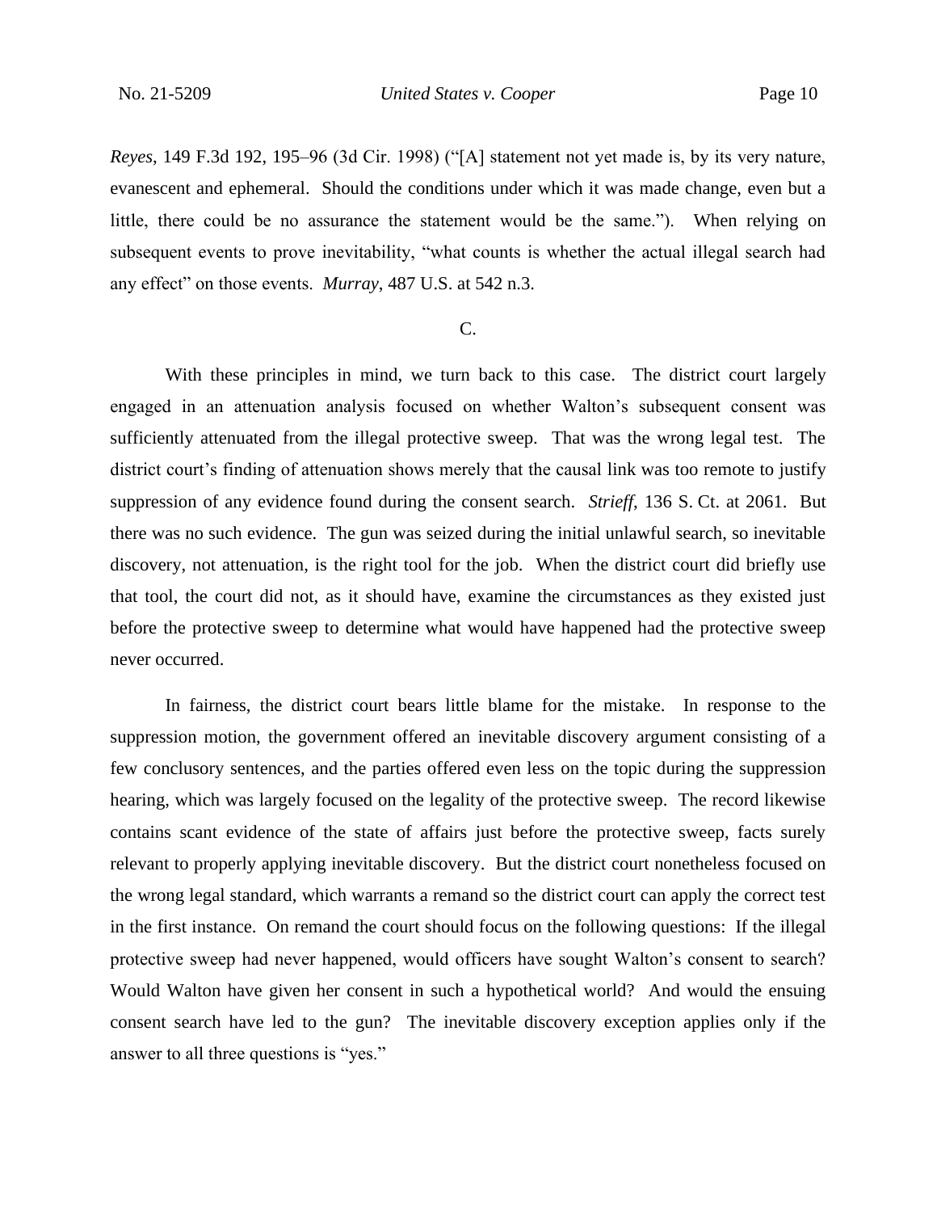*Reyes*, 149 F.3d 192, 195–96 (3d Cir. 1998) ("[A] statement not yet made is, by its very nature, evanescent and ephemeral. Should the conditions under which it was made change, even but a little, there could be no assurance the statement would be the same."). When relying on subsequent events to prove inevitability, "what counts is whether the actual illegal search had any effect" on those events. *Murray*, 487 U.S. at 542 n.3.

C.

With these principles in mind, we turn back to this case. The district court largely engaged in an attenuation analysis focused on whether Walton's subsequent consent was sufficiently attenuated from the illegal protective sweep. That was the wrong legal test. The district court's finding of attenuation shows merely that the causal link was too remote to justify suppression of any evidence found during the consent search. *Strieff*, 136 S. Ct. at 2061. But there was no such evidence. The gun was seized during the initial unlawful search, so inevitable discovery, not attenuation, is the right tool for the job. When the district court did briefly use that tool, the court did not, as it should have, examine the circumstances as they existed just before the protective sweep to determine what would have happened had the protective sweep never occurred.

In fairness, the district court bears little blame for the mistake. In response to the suppression motion, the government offered an inevitable discovery argument consisting of a few conclusory sentences, and the parties offered even less on the topic during the suppression hearing, which was largely focused on the legality of the protective sweep. The record likewise contains scant evidence of the state of affairs just before the protective sweep, facts surely relevant to properly applying inevitable discovery. But the district court nonetheless focused on the wrong legal standard, which warrants a remand so the district court can apply the correct test in the first instance. On remand the court should focus on the following questions: If the illegal protective sweep had never happened, would officers have sought Walton's consent to search? Would Walton have given her consent in such a hypothetical world? And would the ensuing consent search have led to the gun? The inevitable discovery exception applies only if the answer to all three questions is "yes."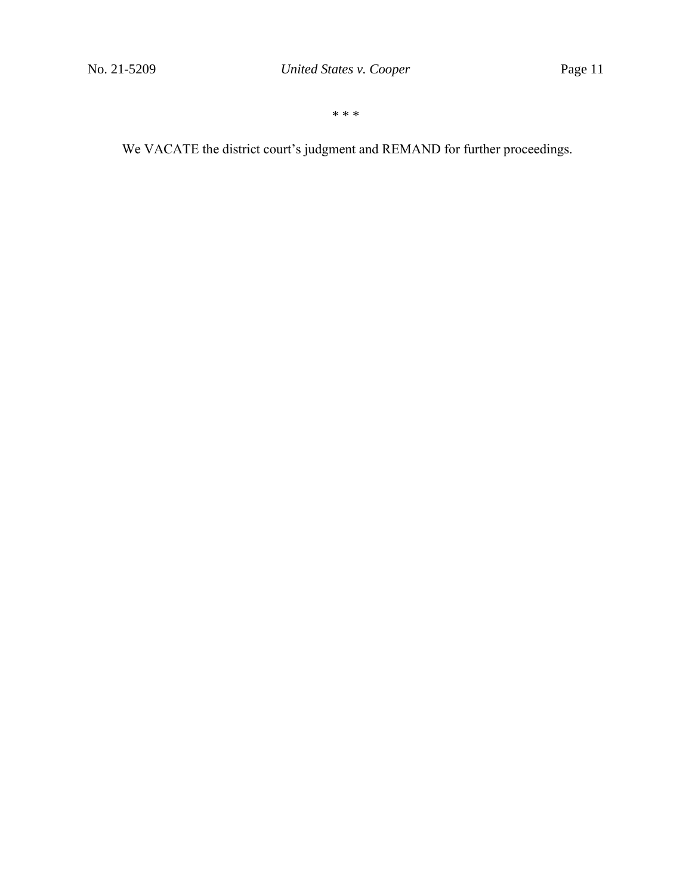\* \* \*

We VACATE the district court's judgment and REMAND for further proceedings.